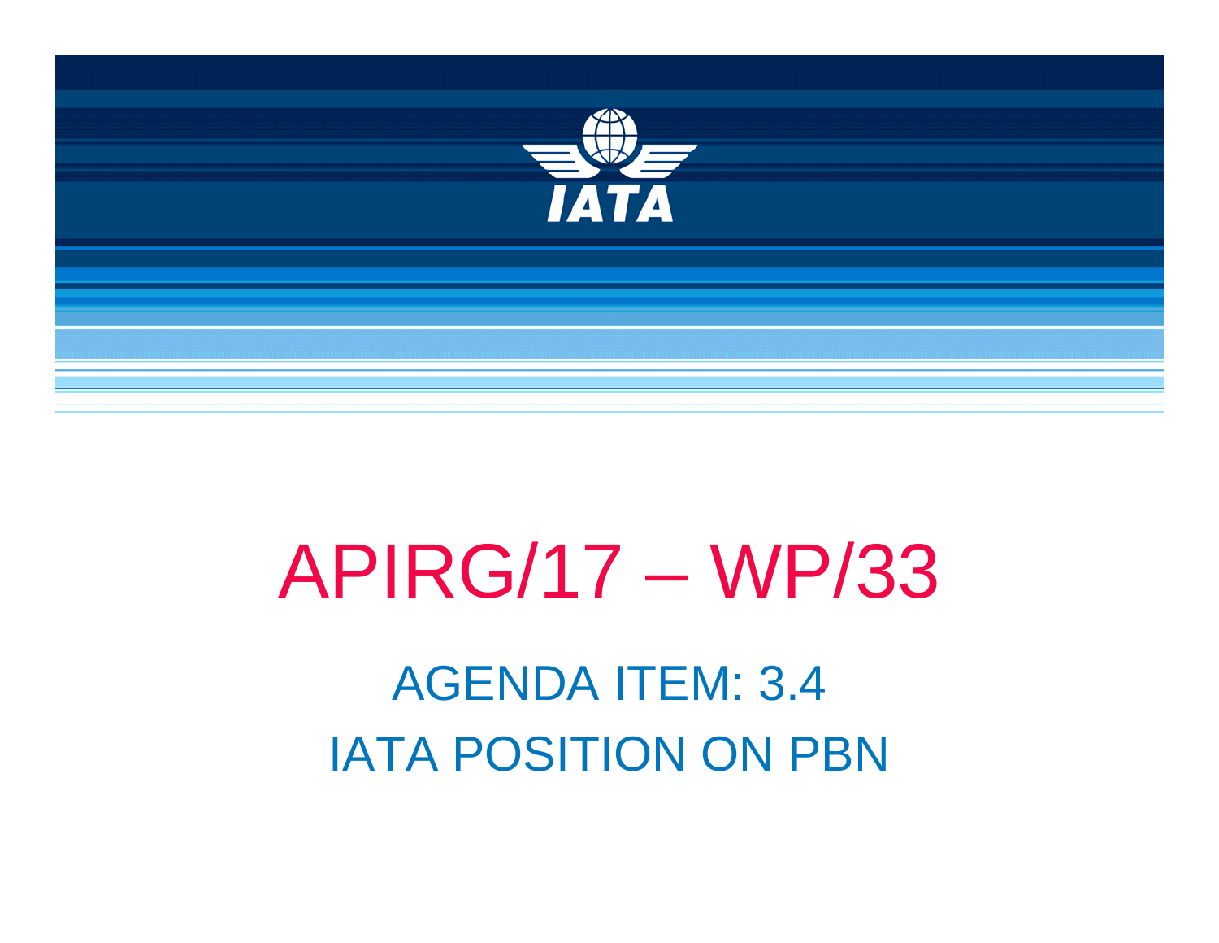# APIRG/17 – WP/33

## AGENDA ITEM: 3.4

## IATA POSITION ON PBN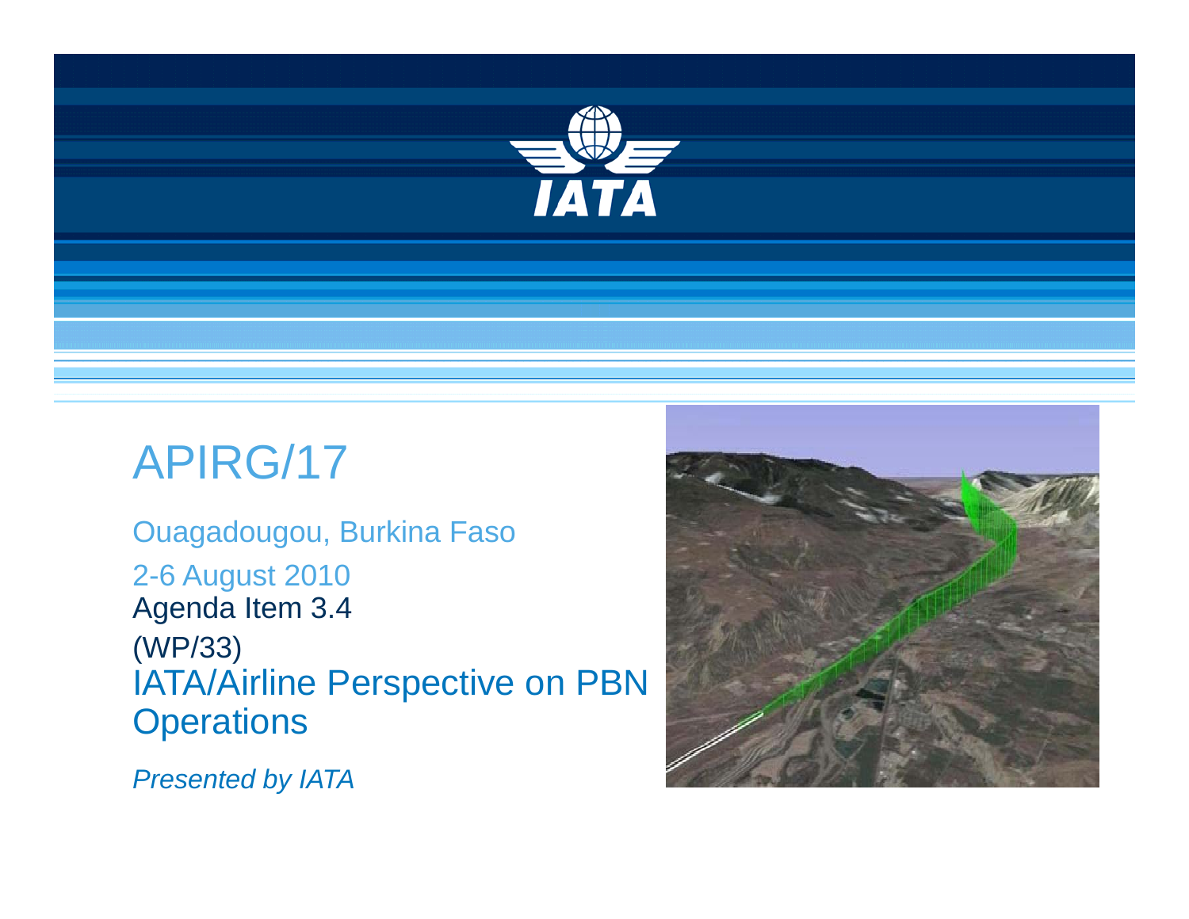# APIRG/17

Ouagadougou, Burkina Faso

2-6 August 2010

Agenda Item 3.4

(WP/33)

## IATA/Airline Perspective on PBN Operations

*Presented by IATA*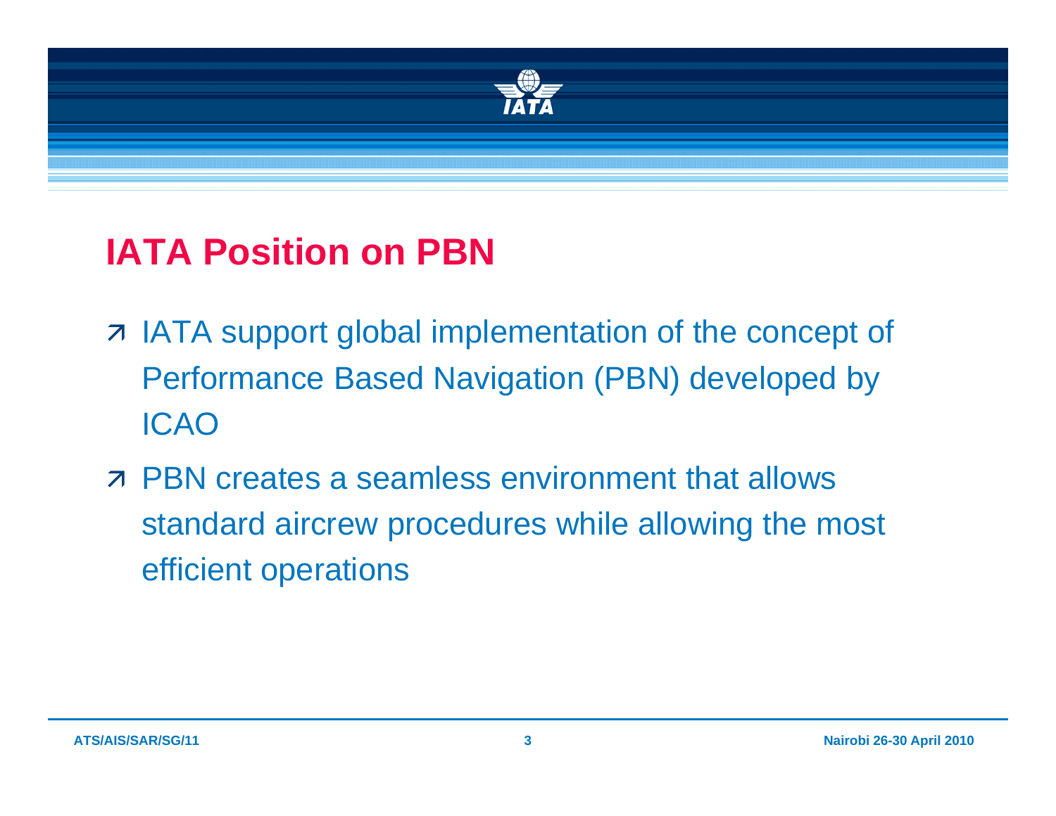# IATA Position on PBN

- IATA support global implementation of the concept of Performance Based Navigation (PBN) developed by ICAO
- PBN creates a seamless environment that allows standard aircrew procedures while allowing the most efficient operations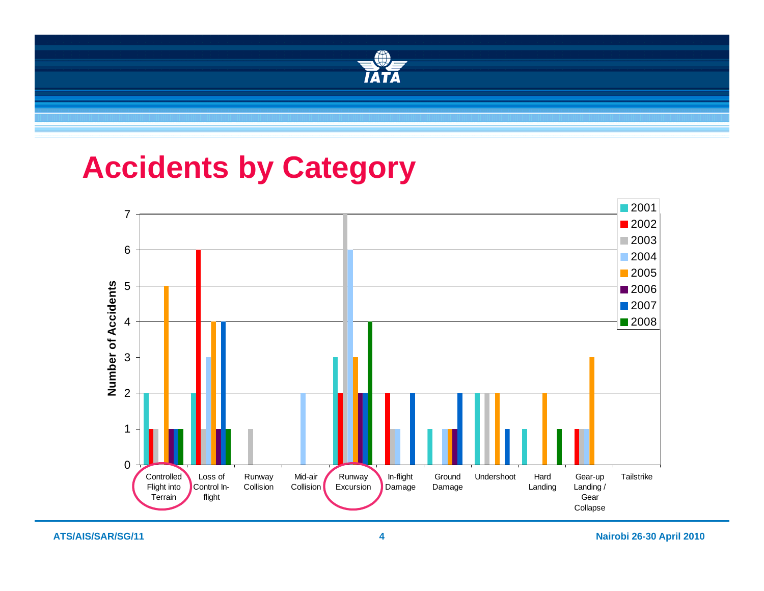# Accidents by Category

| Category | 2001 | 2002 | 2003 | 2004 | 2005 | 2006 | 2007 | 2008 |
|---|---|---|---|---|---|---|---|---|
| Controlled Flight into Terrain | 2 | 1 | 1 | 0 | 5 | 1 | 1 | 1 |
| Loss of Control In-flight | 2 | 6 | 1 | 3 | 4 | 1 | 4 | 1 |
| Runway Collision | 0 | 0 | 1 | 0 | 0 | 0 | 0 | 0 |
| Mid-air Collision | 0 | 0 | 0 | 2 | 0 | 0 | 0 | 0 |
| Runway Excursion | 3 | 2 | 7 | 6 | 3 | 2 | 2 | 4 |
| In-flight Damage | 0 | 2 | 1 | 1 | 0 | 0 | 2 | 0 |
| Ground Damage | 1 | 0 | 0 | 1 | 1 | 1 | 2 | 0 |
| Undershoot | 2 | 0 | 2 | 0 | 2 | 0 | 1 | 0 |
| Hard Landing | 1 | 0 | 0 | 0 | 2 | 0 | 0 | 1 |
| Gear-up Landing / Gear Collapse | 0 | 1 | 1 | 1 | 3 | 0 | 0 | 0 |
| Tailstrike | 0 | 0 | 0 | 0 | 0 | 0 | 0 | 0 |

ATS/AIS/SAR/SG/11 — Nairobi 26-30 April 2010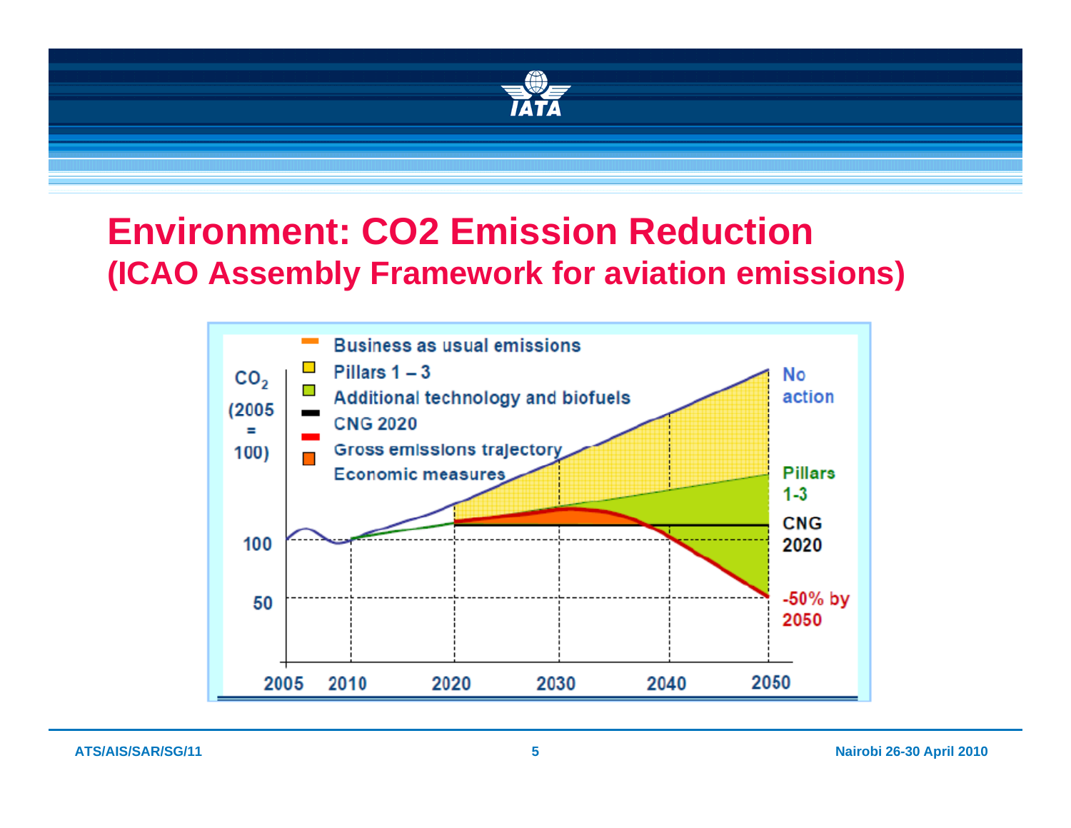# Environment: CO2 Emission Reduction
## (ICAO Assembly Framework for aviation emissions)

$CO_2$ (2005 = 100)

- Business as usual emissions
- Pillars 1 – 3
- Additional technology and biofuels
- CNG 2020
- Gross emissions trajectory
- Economic measures

No action

Pillars 1-3

CNG 2020

-50% by 2050

100

50

2005 2010 2020 2030 2040 2050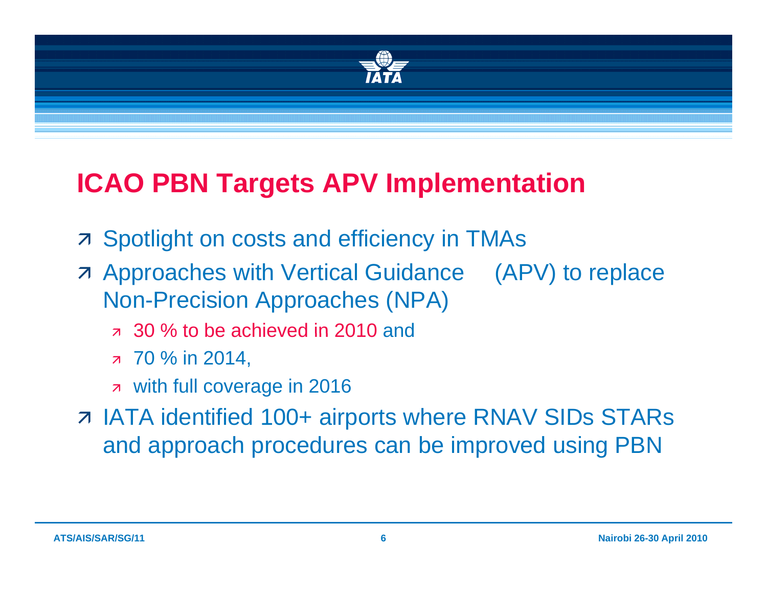## ICAO PBN Targets APV Implementation

- Spotlight on costs and efficiency in TMAs
- Approaches with Vertical Guidance (APV) to replace Non-Precision Approaches (NPA)
  - 30 % to be achieved in 2010 and
  - 70 % in 2014,
  - with full coverage in 2016
- IATA identified 100+ airports where RNAV SIDs STARs and approach procedures can be improved using PBN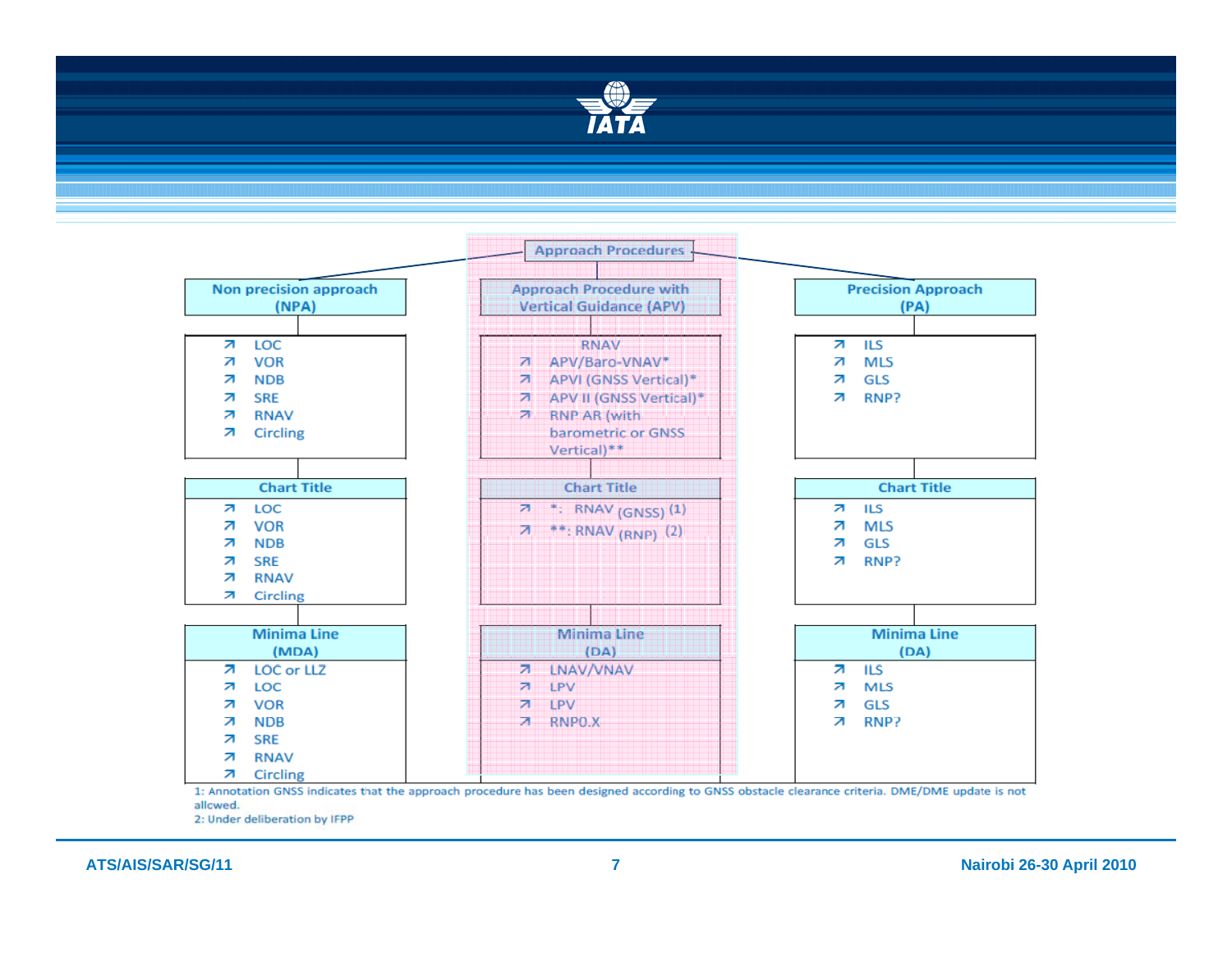# Approach Procedures

| Non precision approach (NPA) | Approach Procedure with Vertical Guidance (APV) | Precision Approach (PA) |
|---|---|---|
| ↗ LOC<br>↗ VOR<br>↗ NDB<br>↗ SRE<br>↗ RNAV<br>↗ Circling | RNAV<br>↗ APV/Baro-VNAV*<br>↗ APVI (GNSS Vertical)*<br>↗ APV II (GNSS Vertical)*<br>↗ RNP AR (with barometric or GNSS Vertical)** | ↗ ILS<br>↗ MLS<br>↗ GLS<br>↗ RNP? |
| **Chart Title** | **Chart Title** | **Chart Title** |
| ↗ LOC<br>↗ VOR<br>↗ NDB<br>↗ SRE<br>↗ RNAV<br>↗ Circling | ↗ *: RNAV (GNSS) (1)<br>↗ **: RNAV (RNP) (2) | ↗ ILS<br>↗ MLS<br>↗ GLS<br>↗ RNP? |
| **Minima Line (MDA)** | **Minima Line (DA)** | **Minima Line (DA)** |
| ↗ LOC or LLZ<br>↗ LOC<br>↗ VOR<br>↗ NDB<br>↗ SRE<br>↗ RNAV<br>↗ Circling | ↗ LNAV/VNAV<br>↗ LPV<br>↗ LPV<br>↗ RNP0.X | ↗ ILS<br>↗ MLS<br>↗ GLS<br>↗ RNP? |

1: Annotation GNSS indicates that the approach procedure has been designed according to GNSS obstacle clearance criteria. DME/DME update is not allowed.

2: Under deliberation by IFPP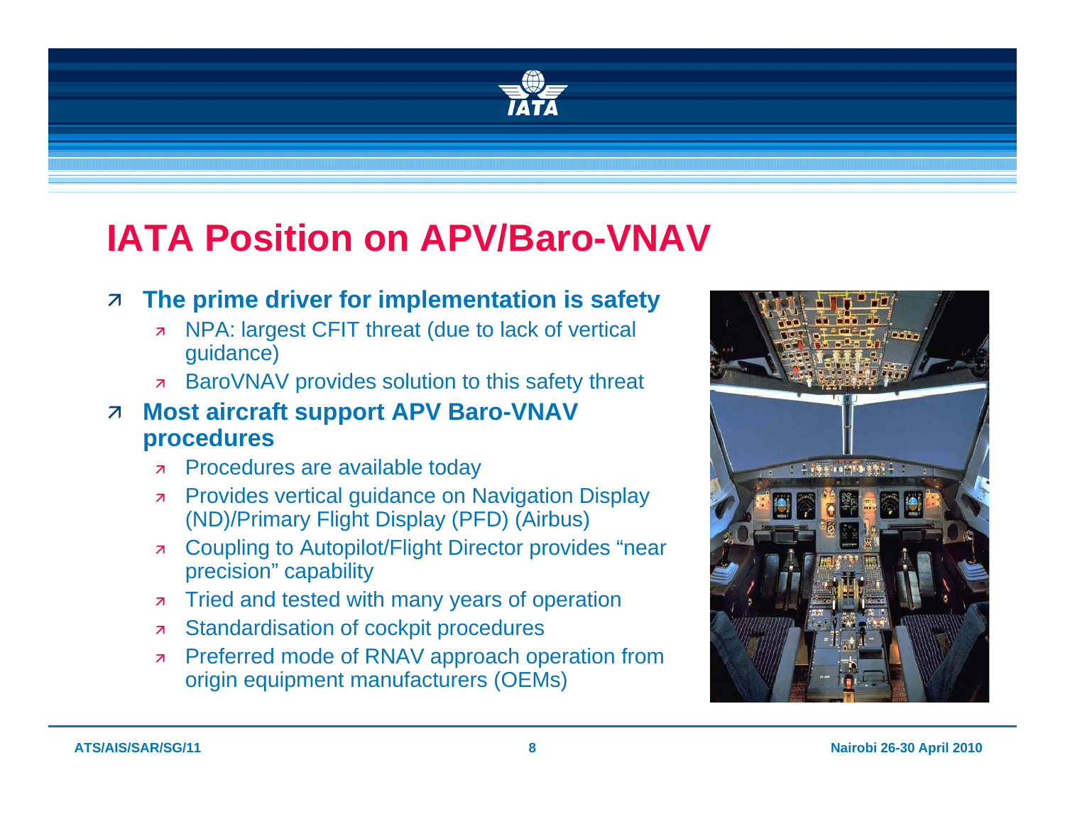# IATA Position on APV/Baro-VNAV

- **The prime driver for implementation is safety**
  - NPA: largest CFIT threat (due to lack of vertical guidance)
  - BaroVNAV provides solution to this safety threat
- **Most aircraft support APV Baro-VNAV procedures**
  - Procedures are available today
  - Provides vertical guidance on Navigation Display (ND)/Primary Flight Display (PFD) (Airbus)
  - Coupling to Autopilot/Flight Director provides "near precision" capability
  - Tried and tested with many years of operation
  - Standardisation of cockpit procedures
  - Preferred mode of RNAV approach operation from origin equipment manufacturers (OEMs)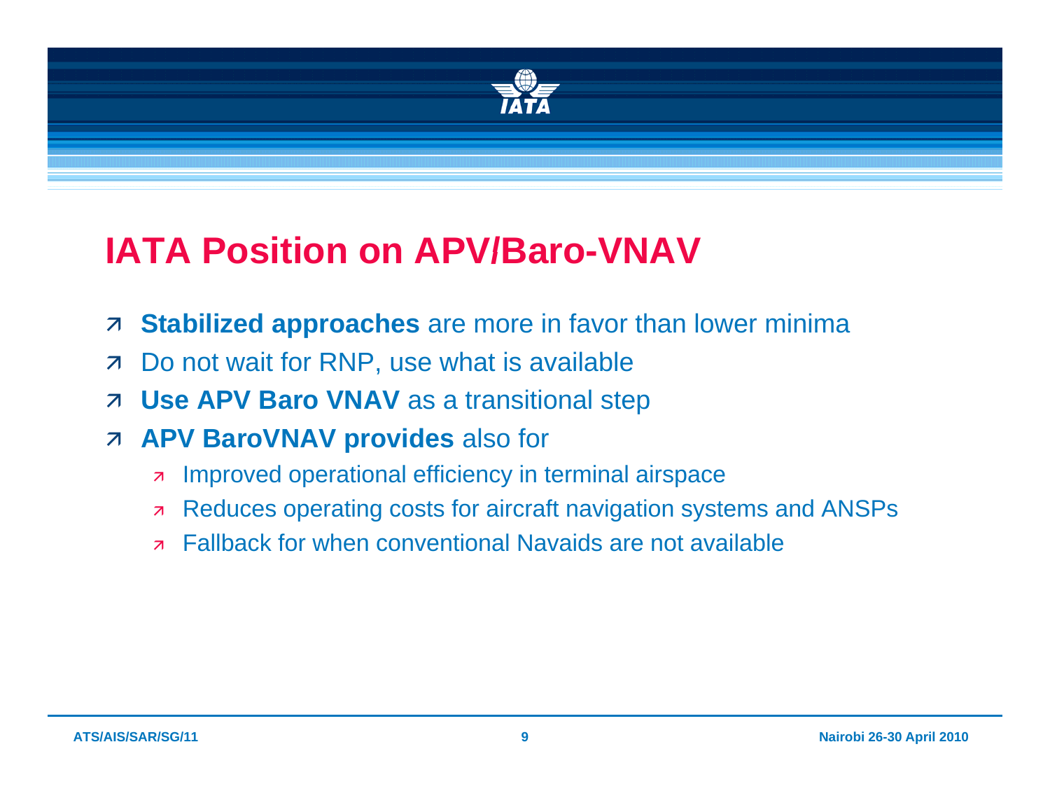# IATA Position on APV/Baro-VNAV

- **Stabilized approaches** are more in favor than lower minima
- Do not wait for RNP, use what is available
- **Use APV Baro VNAV** as a transitional step
- **APV BaroVNAV provides** also for
  - Improved operational efficiency in terminal airspace
  - Reduces operating costs for aircraft navigation systems and ANSPs
  - Fallback for when conventional Navaids are not available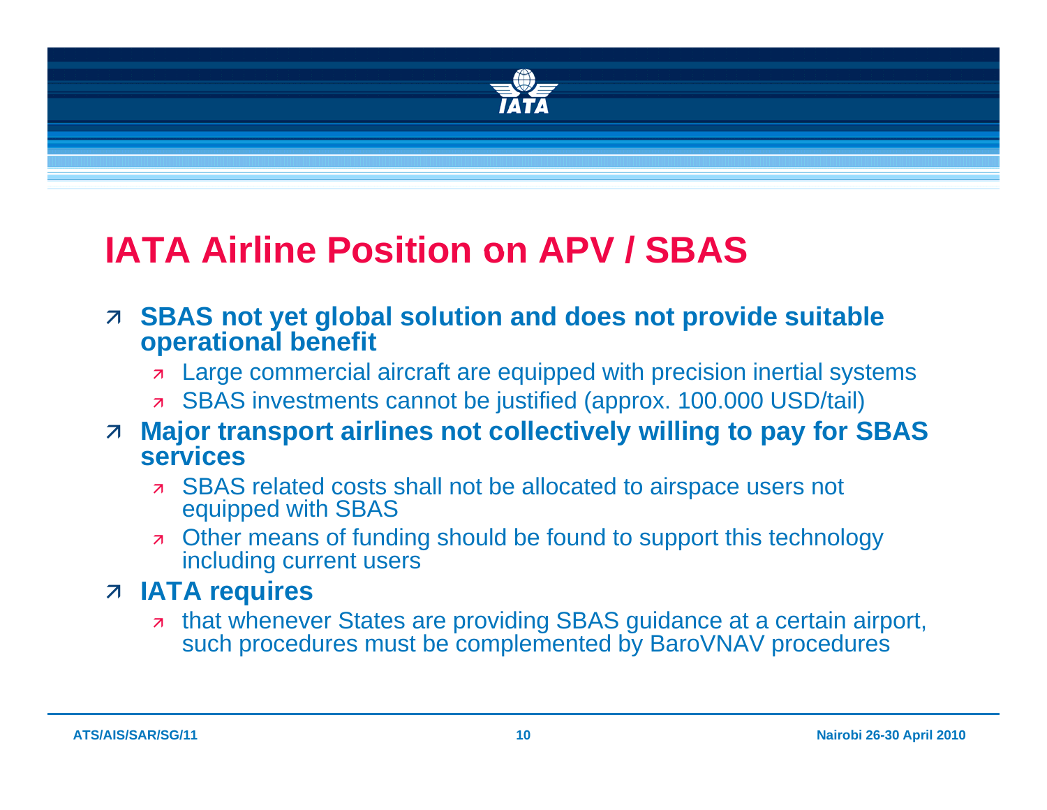# IATA Airline Position on APV / SBAS

- **SBAS not yet global solution and does not provide suitable operational benefit**
  - Large commercial aircraft are equipped with precision inertial systems
  - SBAS investments cannot be justified (approx. 100.000 USD/tail)
- **Major transport airlines not collectively willing to pay for SBAS services**
  - SBAS related costs shall not be allocated to airspace users not equipped with SBAS
  - Other means of funding should be found to support this technology including current users
- **IATA requires**
  - that whenever States are providing SBAS guidance at a certain airport, such procedures must be complemented by BaroVNAV procedures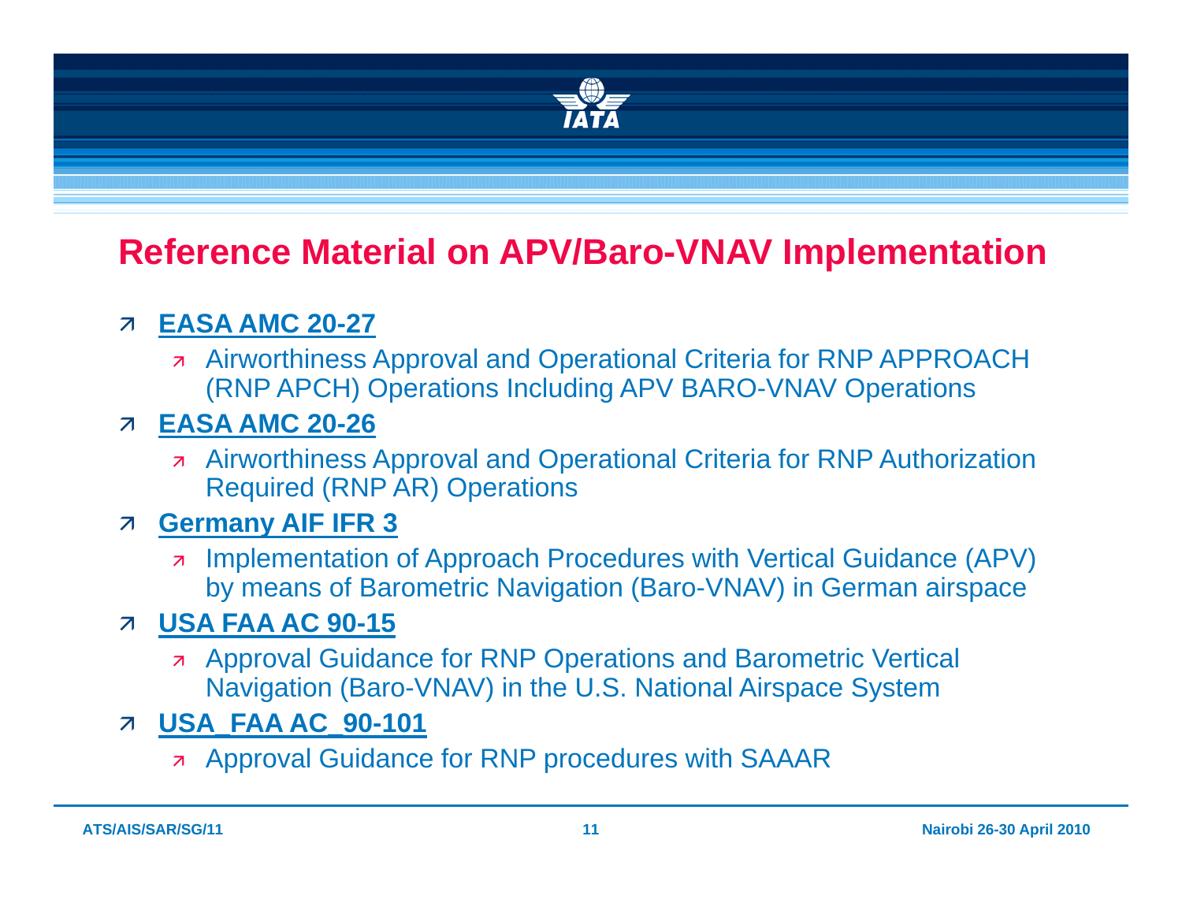# Reference Material on APV/Baro-VNAV Implementation

- **EASA AMC 20-27**
  - Airworthiness Approval and Operational Criteria for RNP APPROACH (RNP APCH) Operations Including APV BARO-VNAV Operations
- **EASA AMC 20-26**
  - Airworthiness Approval and Operational Criteria for RNP Authorization Required (RNP AR) Operations
- **Germany AIF IFR 3**
  - Implementation of Approach Procedures with Vertical Guidance (APV) by means of Barometric Navigation (Baro-VNAV) in German airspace
- **USA FAA AC 90-15**
  - Approval Guidance for RNP Operations and Barometric Vertical Navigation (Baro-VNAV) in the U.S. National Airspace System
- **USA_FAA AC_90-101**
  - Approval Guidance for RNP procedures with SAAAR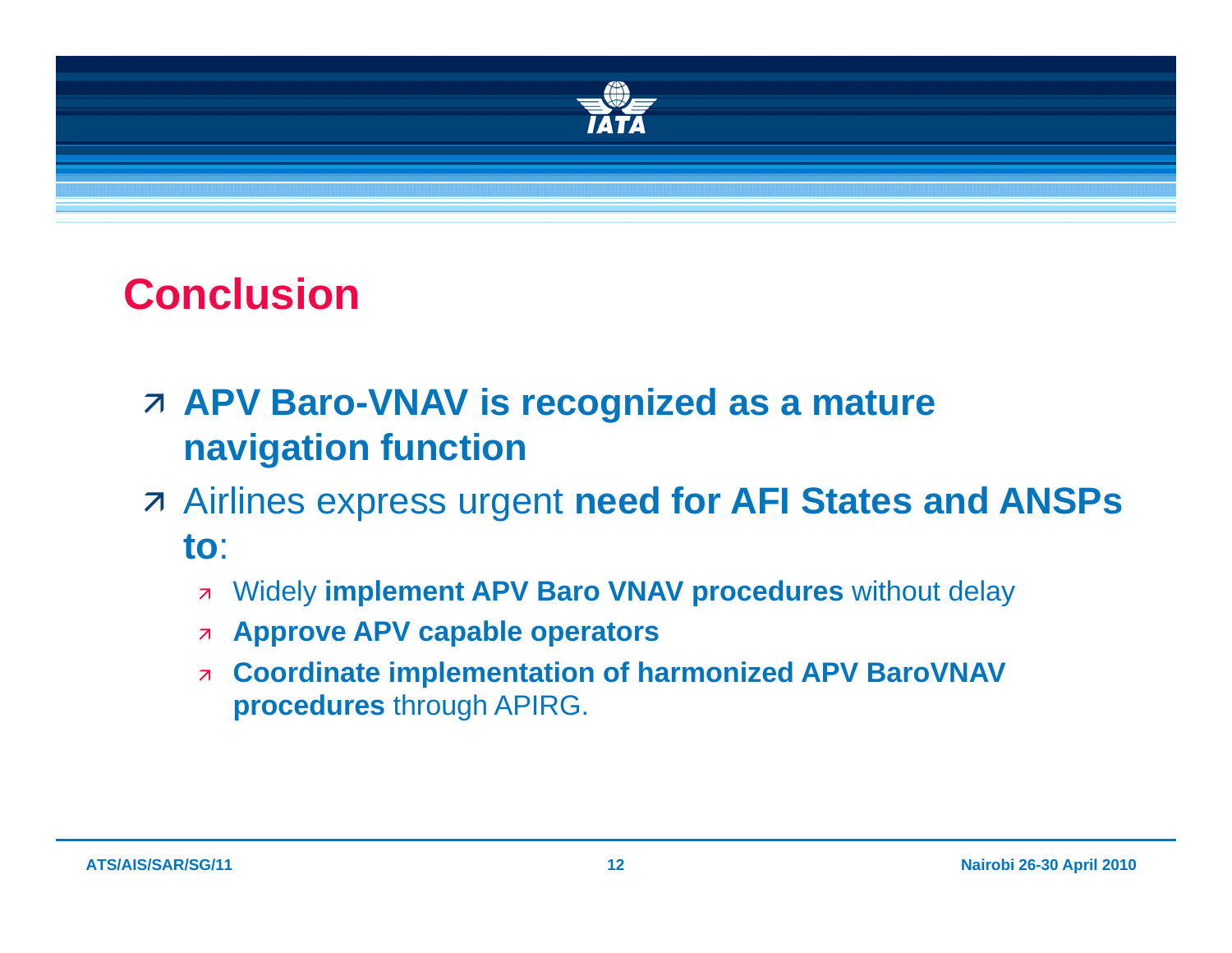# Conclusion

- **APV Baro-VNAV is recognized as a mature navigation function**
- Airlines express urgent **need for AFI States and ANSPs to**:
  - Widely **implement APV Baro VNAV procedures** without delay
  - **Approve APV capable operators**
  - **Coordinate implementation of harmonized APV BaroVNAV procedures** through APIRG.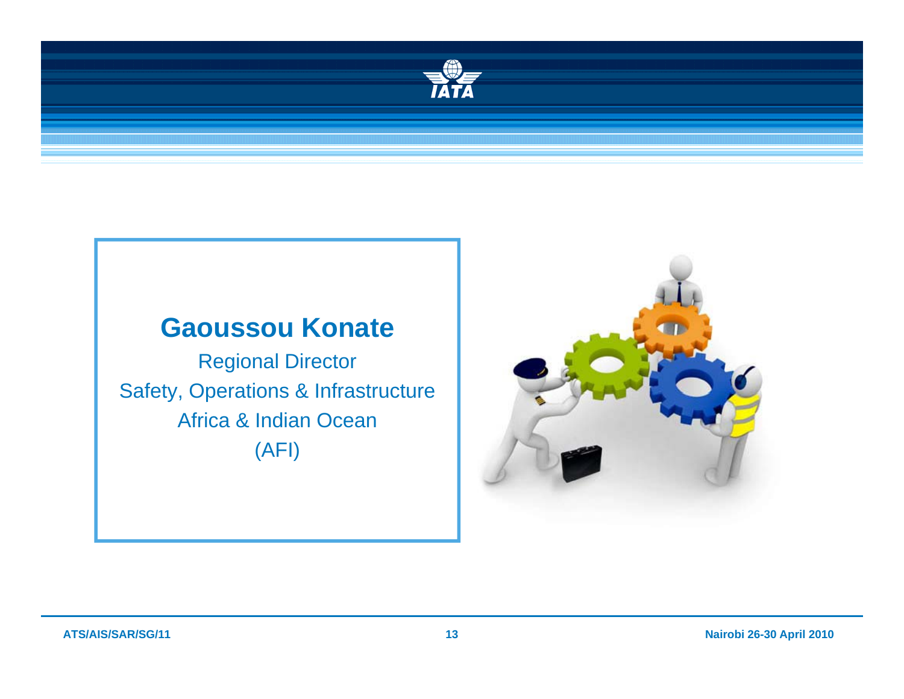# Gaoussou Konate

Regional Director

Safety, Operations & Infrastructure

Africa & Indian Ocean

(AFI)